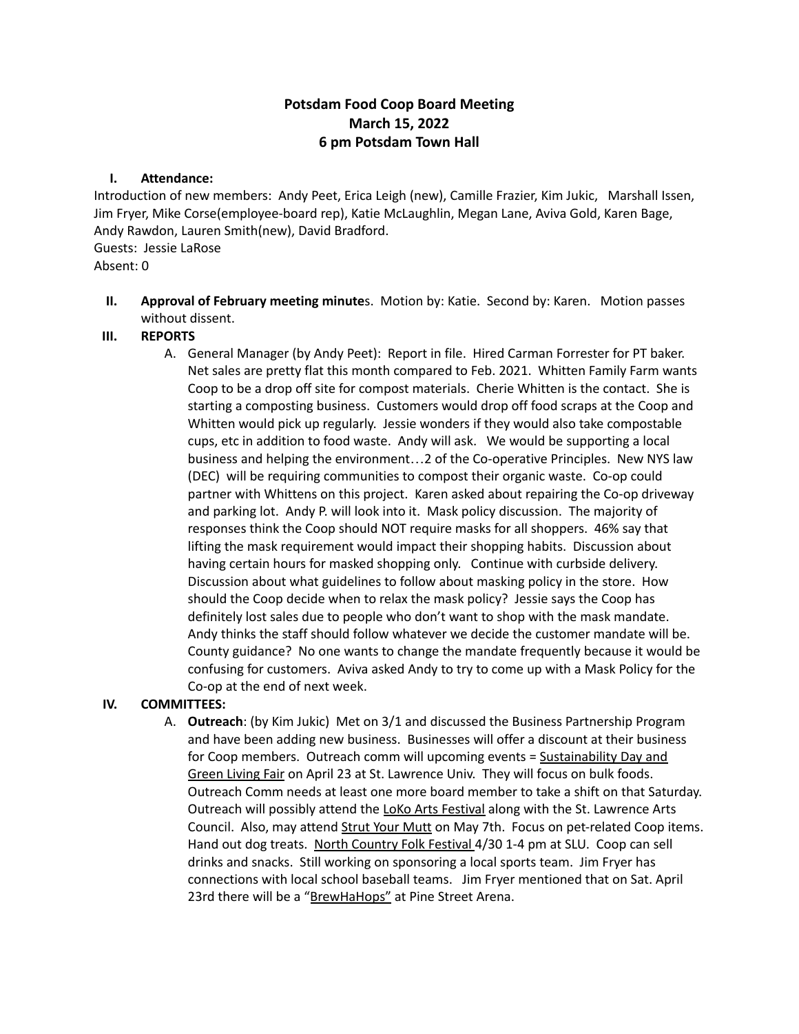# Potsdam Food Coop Board Meeting
# March 15, 2022
# 6 pm Potsdam Town Hall

**I. Attendance:**

Introduction of new members: Andy Peet, Erica Leigh (new), Camille Frazier, Kim Jukic, Marshall Issen, Jim Fryer, Mike Corse(employee-board rep), Katie McLaughlin, Megan Lane, Aviva Gold, Karen Bage, Andy Rawdon, Lauren Smith(new), David Bradford.
Guests: Jessie LaRose
Absent: 0

**II. Approval of February meeting minutes**. Motion by: Katie. Second by: Karen. Motion passes without dissent.

**III. REPORTS**

A. General Manager (by Andy Peet): Report in file. Hired Carman Forrester for PT baker. Net sales are pretty flat this month compared to Feb. 2021. Whitten Family Farm wants Coop to be a drop off site for compost materials. Cherie Whitten is the contact. She is starting a composting business. Customers would drop off food scraps at the Coop and Whitten would pick up regularly. Jessie wonders if they would also take compostable cups, etc in addition to food waste. Andy will ask. We would be supporting a local business and helping the environment…2 of the Co-operative Principles. New NYS law (DEC) will be requiring communities to compost their organic waste. Co-op could partner with Whittens on this project. Karen asked about repairing the Co-op driveway and parking lot. Andy P. will look into it. Mask policy discussion. The majority of responses think the Coop should NOT require masks for all shoppers. 46% say that lifting the mask requirement would impact their shopping habits. Discussion about having certain hours for masked shopping only. Continue with curbside delivery. Discussion about what guidelines to follow about masking policy in the store. How should the Coop decide when to relax the mask policy? Jessie says the Coop has definitely lost sales due to people who don't want to shop with the mask mandate. Andy thinks the staff should follow whatever we decide the customer mandate will be. County guidance? No one wants to change the mandate frequently because it would be confusing for customers. Aviva asked Andy to try to come up with a Mask Policy for the Co-op at the end of next week.

**IV. COMMITTEES:**

A. **Outreach**: (by Kim Jukic) Met on 3/1 and discussed the Business Partnership Program and have been adding new business. Businesses will offer a discount at their business for Coop members. Outreach comm will upcoming events = <u>Sustainability Day and Green Living Fair</u> on April 23 at St. Lawrence Univ. They will focus on bulk foods. Outreach Comm needs at least one more board member to take a shift on that Saturday. Outreach will possibly attend the <u>LoKo Arts Festival</u> along with the St. Lawrence Arts Council. Also, may attend <u>Strut Your Mutt</u> on May 7th. Focus on pet-related Coop items. Hand out dog treats. <u>North Country Folk Festival</u> 4/30 1-4 pm at SLU. Coop can sell drinks and snacks. Still working on sponsoring a local sports team. Jim Fryer has connections with local school baseball teams. Jim Fryer mentioned that on Sat. April 23rd there will be a "<u>BrewHaHops"</u> at Pine Street Arena.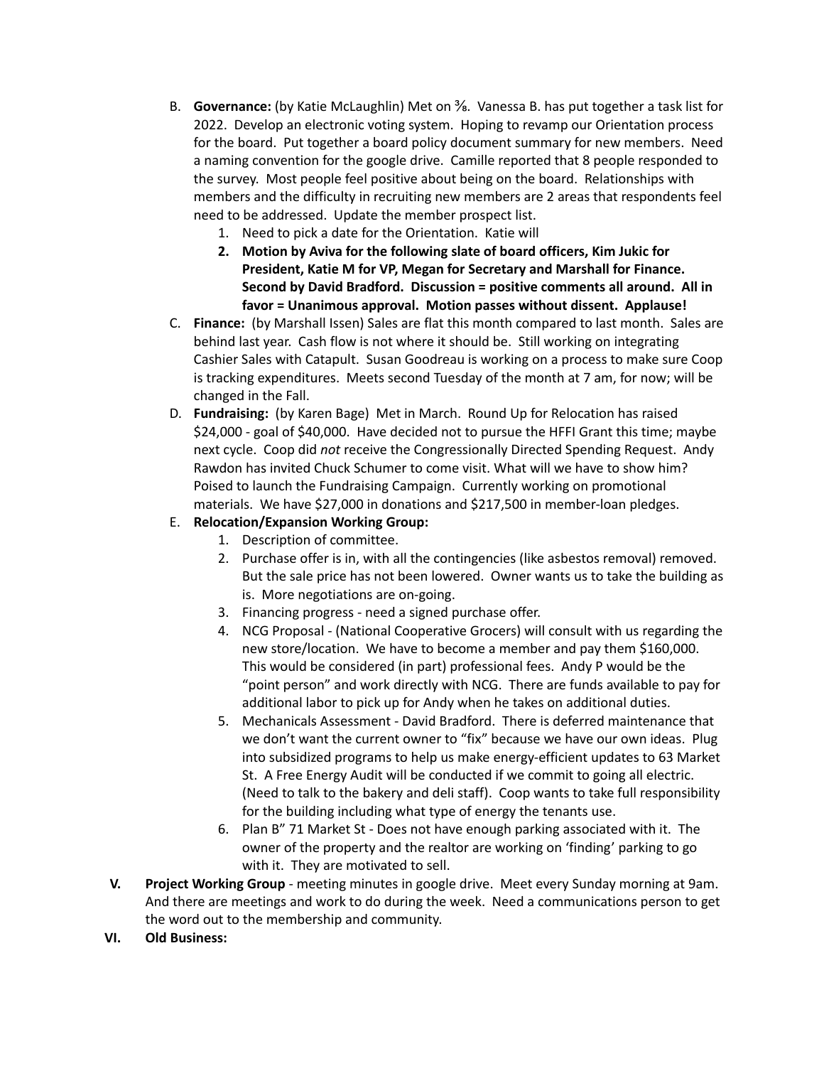B. **Governance:** (by Katie McLaughlin) Met on ⅜. Vanessa B. has put together a task list for 2022. Develop an electronic voting system. Hoping to revamp our Orientation process for the board. Put together a board policy document summary for new members. Need a naming convention for the google drive. Camille reported that 8 people responded to the survey. Most people feel positive about being on the board. Relationships with members and the difficulty in recruiting new members are 2 areas that respondents feel need to be addressed. Update the member prospect list.

   1. Need to pick a date for the Orientation. Katie will
   2. **Motion by Aviva for the following slate of board officers, Kim Jukic for President, Katie M for VP, Megan for Secretary and Marshall for Finance. Second by David Bradford. Discussion = positive comments all around. All in favor = Unanimous approval. Motion passes without dissent. Applause!**

C. **Finance:** (by Marshall Issen) Sales are flat this month compared to last month. Sales are behind last year. Cash flow is not where it should be. Still working on integrating Cashier Sales with Catapult. Susan Goodreau is working on a process to make sure Coop is tracking expenditures. Meets second Tuesday of the month at 7 am, for now; will be changed in the Fall.

D. **Fundraising:** (by Karen Bage) Met in March. Round Up for Relocation has raised $24,000 - goal of $40,000. Have decided not to pursue the HFFI Grant this time; maybe next cycle. Coop did *not* receive the Congressionally Directed Spending Request. Andy Rawdon has invited Chuck Schumer to come visit. What will we have to show him? Poised to launch the Fundraising Campaign. Currently working on promotional materials. We have $27,000 in donations and $217,500 in member-loan pledges.

E. **Relocation/Expansion Working Group:**

   1. Description of committee.
   2. Purchase offer is in, with all the contingencies (like asbestos removal) removed. But the sale price has not been lowered. Owner wants us to take the building as is. More negotiations are on-going.
   3. Financing progress - need a signed purchase offer.
   4. NCG Proposal - (National Cooperative Grocers) will consult with us regarding the new store/location. We have to become a member and pay them $160,000. This would be considered (in part) professional fees. Andy P would be the "point person" and work directly with NCG. There are funds available to pay for additional labor to pick up for Andy when he takes on additional duties.
   5. Mechanicals Assessment - David Bradford. There is deferred maintenance that we don't want the current owner to "fix" because we have our own ideas. Plug into subsidized programs to help us make energy-efficient updates to 63 Market St. A Free Energy Audit will be conducted if we commit to going all electric. (Need to talk to the bakery and deli staff). Coop wants to take full responsibility for the building including what type of energy the tenants use.
   6. Plan B" 71 Market St - Does not have enough parking associated with it. The owner of the property and the realtor are working on 'finding' parking to go with it. They are motivated to sell.

**V. Project Working Group** - meeting minutes in google drive. Meet every Sunday morning at 9am. And there are meetings and work to do during the week. Need a communications person to get the word out to the membership and community.

**VI. Old Business:**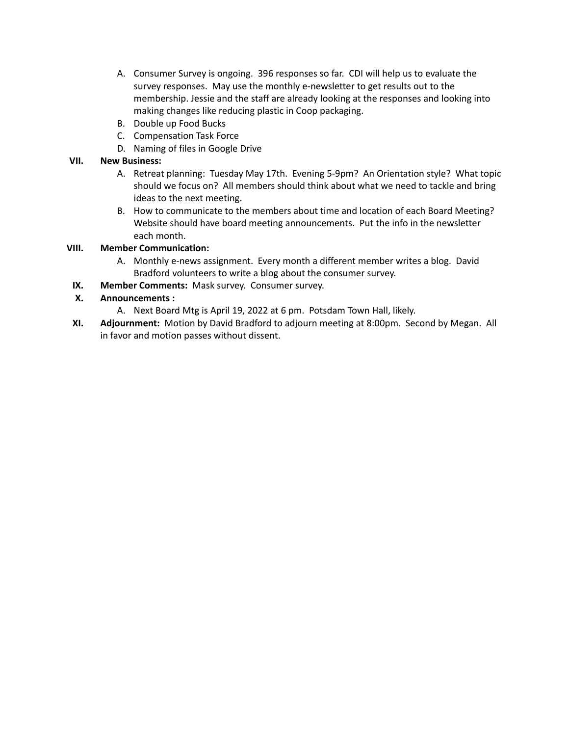A. Consumer Survey is ongoing. 396 responses so far. CDI will help us to evaluate the survey responses. May use the monthly e-newsletter to get results out to the membership. Jessie and the staff are already looking at the responses and looking into making changes like reducing plastic in Coop packaging.
B. Double up Food Bucks
C. Compensation Task Force
D. Naming of files in Google Drive

VII. **New Business:**

A. Retreat planning: Tuesday May 17th. Evening 5-9pm? An Orientation style? What topic should we focus on? All members should think about what we need to tackle and bring ideas to the next meeting.
B. How to communicate to the members about time and location of each Board Meeting? Website should have board meeting announcements. Put the info in the newsletter each month.

VIII. **Member Communication:**

A. Monthly e-news assignment. Every month a different member writes a blog. David Bradford volunteers to write a blog about the consumer survey.

IX. **Member Comments:** Mask survey. Consumer survey.

X. **Announcements :**

A. Next Board Mtg is April 19, 2022 at 6 pm. Potsdam Town Hall, likely.

XI. **Adjournment:** Motion by David Bradford to adjourn meeting at 8:00pm. Second by Megan. All in favor and motion passes without dissent.